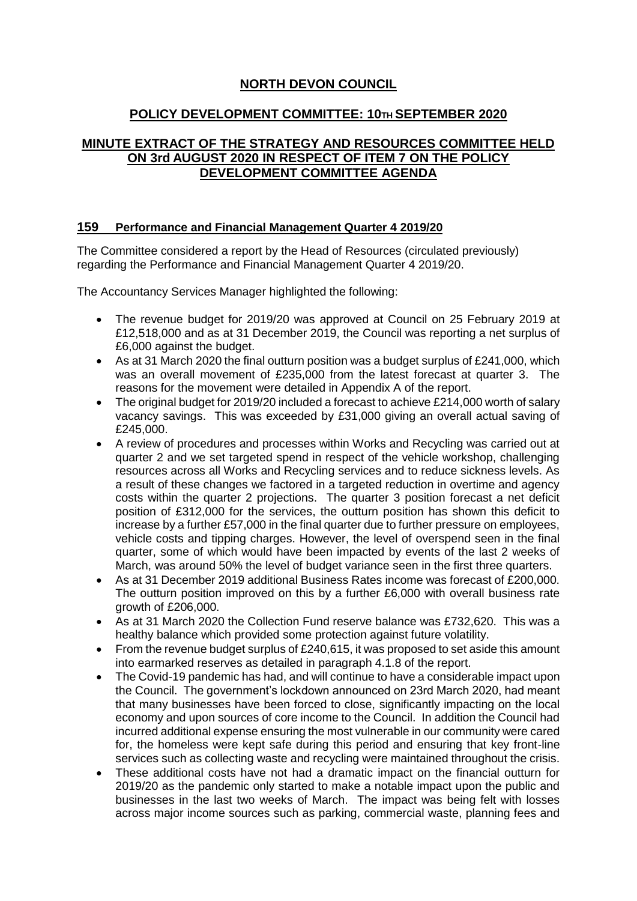# NORTH DEVON COUNCIL

## POLICY DEVELOPMENT COMMITTEE: 10TH SEPTEMBER 2020

## MINUTE EXTRACT OF THE STRATEGY AND RESOURCES COMMITTEE HELD ON 3rd AUGUST 2020 IN RESPECT OF ITEM 7 ON THE POLICY DEVELOPMENT COMMITTEE AGENDA

### 159 Performance and Financial Management Quarter 4 2019/20

The Committee considered a report by the Head of Resources (circulated previously) regarding the Performance and Financial Management Quarter 4 2019/20.

The Accountancy Services Manager highlighted the following:

- The revenue budget for 2019/20 was approved at Council on 25 February 2019 at £12,518,000 and as at 31 December 2019, the Council was reporting a net surplus of £6,000 against the budget.
- As at 31 March 2020 the final outturn position was a budget surplus of £241,000, which was an overall movement of £235,000 from the latest forecast at quarter 3. The reasons for the movement were detailed in Appendix A of the report.
- The original budget for 2019/20 included a forecast to achieve £214,000 worth of salary vacancy savings. This was exceeded by £31,000 giving an overall actual saving of £245,000.
- A review of procedures and processes within Works and Recycling was carried out at quarter 2 and we set targeted spend in respect of the vehicle workshop, challenging resources across all Works and Recycling services and to reduce sickness levels. As a result of these changes we factored in a targeted reduction in overtime and agency costs within the quarter 2 projections. The quarter 3 position forecast a net deficit position of £312,000 for the services, the outturn position has shown this deficit to increase by a further £57,000 in the final quarter due to further pressure on employees, vehicle costs and tipping charges. However, the level of overspend seen in the final quarter, some of which would have been impacted by events of the last 2 weeks of March, was around 50% the level of budget variance seen in the first three quarters.
- As at 31 December 2019 additional Business Rates income was forecast of £200,000. The outturn position improved on this by a further £6,000 with overall business rate growth of £206,000.
- As at 31 March 2020 the Collection Fund reserve balance was £732,620. This was a healthy balance which provided some protection against future volatility.
- From the revenue budget surplus of £240,615, it was proposed to set aside this amount into earmarked reserves as detailed in paragraph 4.1.8 of the report.
- The Covid-19 pandemic has had, and will continue to have a considerable impact upon the Council. The government's lockdown announced on 23rd March 2020, had meant that many businesses have been forced to close, significantly impacting on the local economy and upon sources of core income to the Council. In addition the Council had incurred additional expense ensuring the most vulnerable in our community were cared for, the homeless were kept safe during this period and ensuring that key front-line services such as collecting waste and recycling were maintained throughout the crisis.
- These additional costs have not had a dramatic impact on the financial outturn for 2019/20 as the pandemic only started to make a notable impact upon the public and businesses in the last two weeks of March. The impact was being felt with losses across major income sources such as parking, commercial waste, planning fees and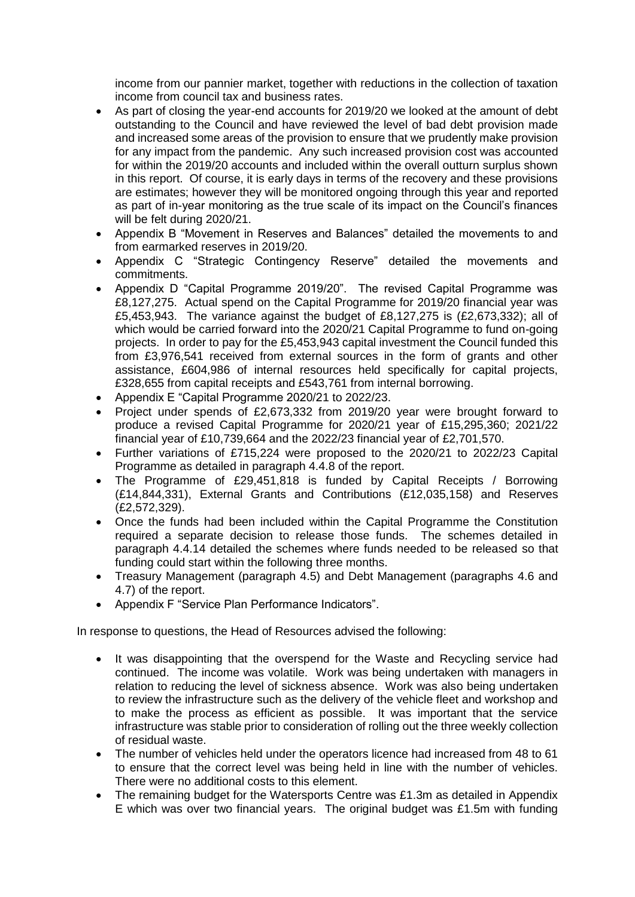income from our pannier market, together with reductions in the collection of taxation income from council tax and business rates.

- As part of closing the year-end accounts for 2019/20 we looked at the amount of debt outstanding to the Council and have reviewed the level of bad debt provision made and increased some areas of the provision to ensure that we prudently make provision for any impact from the pandemic. Any such increased provision cost was accounted for within the 2019/20 accounts and included within the overall outturn surplus shown in this report. Of course, it is early days in terms of the recovery and these provisions are estimates; however they will be monitored ongoing through this year and reported as part of in-year monitoring as the true scale of its impact on the Council's finances will be felt during 2020/21.
- Appendix B "Movement in Reserves and Balances" detailed the movements to and from earmarked reserves in 2019/20.
- Appendix C "Strategic Contingency Reserve" detailed the movements and commitments.
- Appendix D "Capital Programme 2019/20". The revised Capital Programme was £8,127,275. Actual spend on the Capital Programme for 2019/20 financial year was £5,453,943. The variance against the budget of £8,127,275 is (£2,673,332); all of which would be carried forward into the 2020/21 Capital Programme to fund on-going projects. In order to pay for the £5,453,943 capital investment the Council funded this from £3,976,541 received from external sources in the form of grants and other assistance, £604,986 of internal resources held specifically for capital projects, £328,655 from capital receipts and £543,761 from internal borrowing.
- Appendix E "Capital Programme 2020/21 to 2022/23.
- Project under spends of £2,673,332 from 2019/20 year were brought forward to produce a revised Capital Programme for 2020/21 year of £15,295,360; 2021/22 financial year of £10,739,664 and the 2022/23 financial year of £2,701,570.
- Further variations of £715,224 were proposed to the 2020/21 to 2022/23 Capital Programme as detailed in paragraph 4.4.8 of the report.
- The Programme of £29,451,818 is funded by Capital Receipts / Borrowing (£14,844,331), External Grants and Contributions (£12,035,158) and Reserves (£2,572,329).
- Once the funds had been included within the Capital Programme the Constitution required a separate decision to release those funds. The schemes detailed in paragraph 4.4.14 detailed the schemes where funds needed to be released so that funding could start within the following three months.
- Treasury Management (paragraph 4.5) and Debt Management (paragraphs 4.6 and 4.7) of the report.
- Appendix F "Service Plan Performance Indicators".

In response to questions, the Head of Resources advised the following:

- It was disappointing that the overspend for the Waste and Recycling service had continued. The income was volatile. Work was being undertaken with managers in relation to reducing the level of sickness absence. Work was also being undertaken to review the infrastructure such as the delivery of the vehicle fleet and workshop and to make the process as efficient as possible. It was important that the service infrastructure was stable prior to consideration of rolling out the three weekly collection of residual waste.
- The number of vehicles held under the operators licence had increased from 48 to 61 to ensure that the correct level was being held in line with the number of vehicles. There were no additional costs to this element.
- The remaining budget for the Watersports Centre was £1.3m as detailed in Appendix E which was over two financial years. The original budget was £1.5m with funding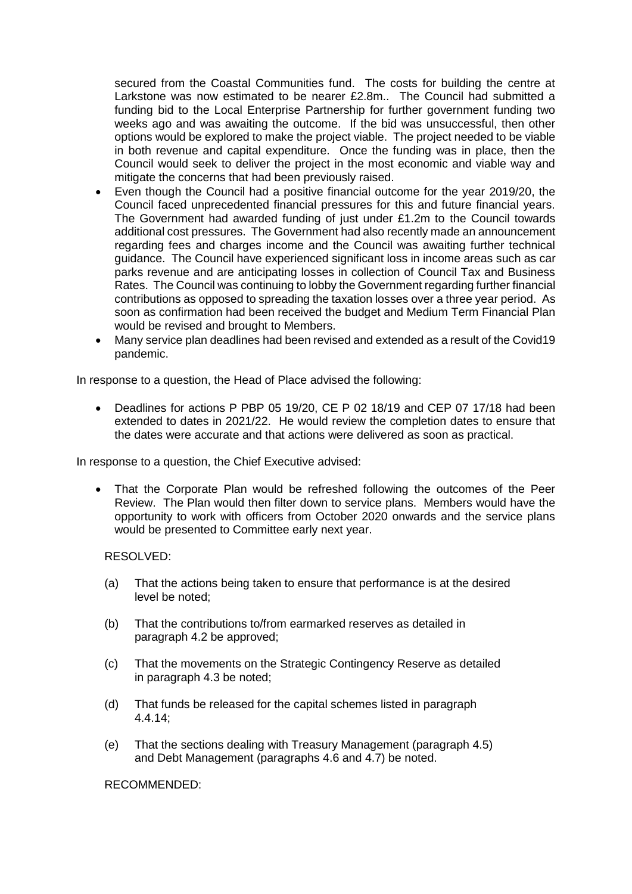secured from the Coastal Communities fund. The costs for building the centre at Larkstone was now estimated to be nearer £2.8m.. The Council had submitted a funding bid to the Local Enterprise Partnership for further government funding two weeks ago and was awaiting the outcome. If the bid was unsuccessful, then other options would be explored to make the project viable. The project needed to be viable in both revenue and capital expenditure. Once the funding was in place, then the Council would seek to deliver the project in the most economic and viable way and mitigate the concerns that had been previously raised.

- Even though the Council had a positive financial outcome for the year 2019/20, the Council faced unprecedented financial pressures for this and future financial years. The Government had awarded funding of just under £1.2m to the Council towards additional cost pressures. The Government had also recently made an announcement regarding fees and charges income and the Council was awaiting further technical guidance. The Council have experienced significant loss in income areas such as car parks revenue and are anticipating losses in collection of Council Tax and Business Rates. The Council was continuing to lobby the Government regarding further financial contributions as opposed to spreading the taxation losses over a three year period. As soon as confirmation had been received the budget and Medium Term Financial Plan would be revised and brought to Members.
- Many service plan deadlines had been revised and extended as a result of the Covid19 pandemic.

In response to a question, the Head of Place advised the following:

- Deadlines for actions P PBP 05 19/20, CE P 02 18/19 and CEP 07 17/18 had been extended to dates in 2021/22. He would review the completion dates to ensure that the dates were accurate and that actions were delivered as soon as practical.

In response to a question, the Chief Executive advised:

- That the Corporate Plan would be refreshed following the outcomes of the Peer Review. The Plan would then filter down to service plans. Members would have the opportunity to work with officers from October 2020 onwards and the service plans would be presented to Committee early next year.

RESOLVED:

(a) That the actions being taken to ensure that performance is at the desired level be noted;

(b) That the contributions to/from earmarked reserves as detailed in paragraph 4.2 be approved;

(c) That the movements on the Strategic Contingency Reserve as detailed in paragraph 4.3 be noted;

(d) That funds be released for the capital schemes listed in paragraph 4.4.14;

(e) That the sections dealing with Treasury Management (paragraph 4.5) and Debt Management (paragraphs 4.6 and 4.7) be noted.

RECOMMENDED: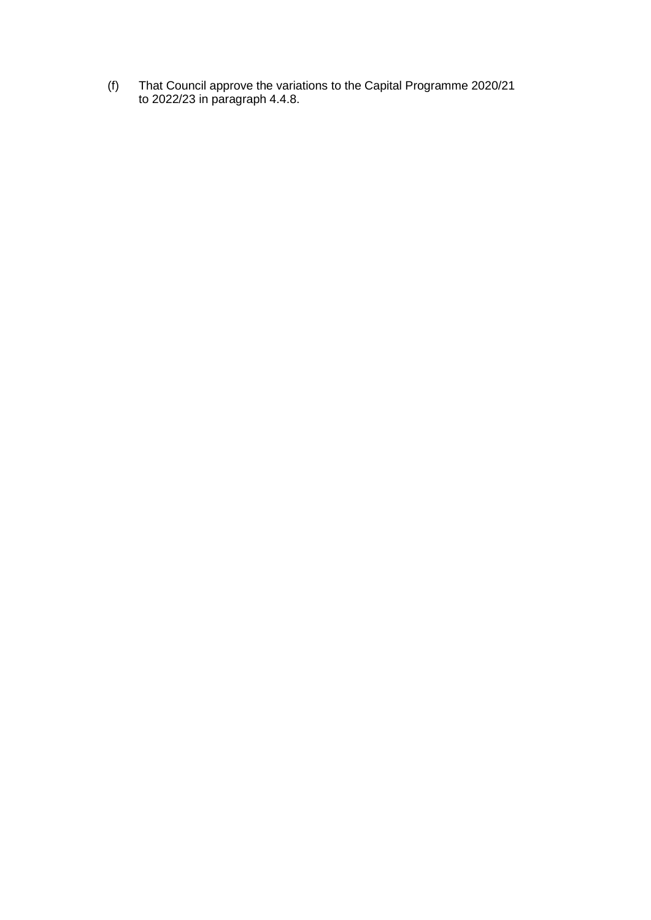(f) That Council approve the variations to the Capital Programme 2020/21 to 2022/23 in paragraph 4.4.8.